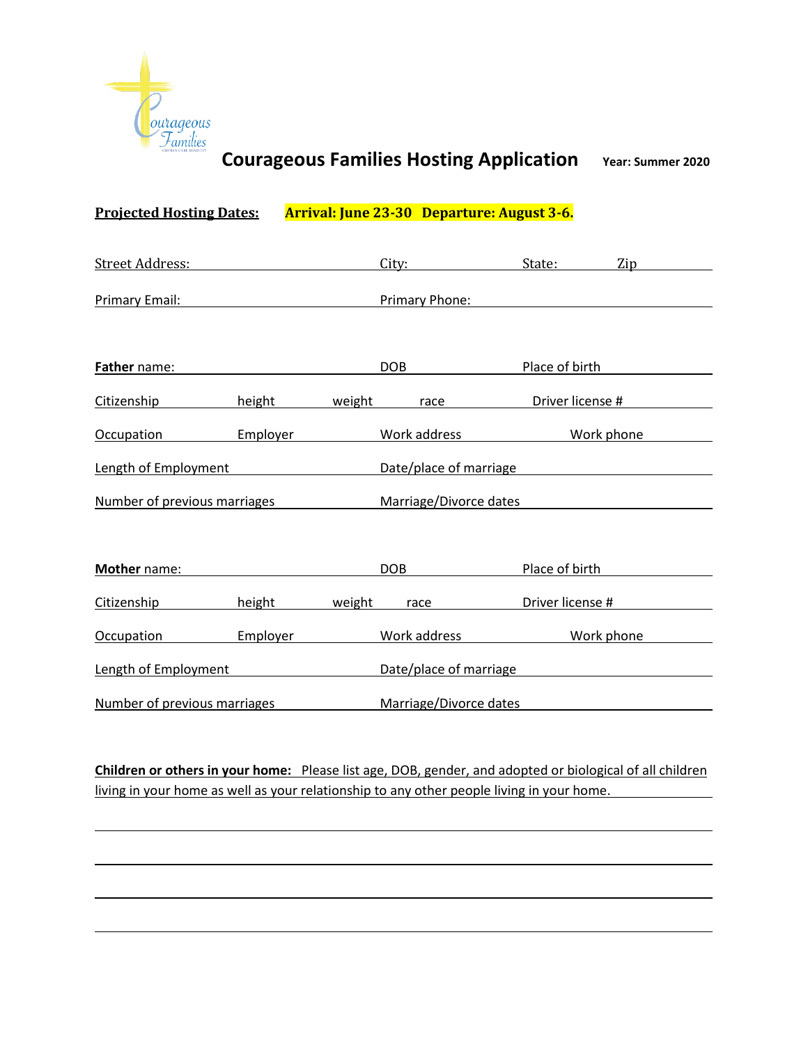# Courageous Families Hosting Application

**Year: Summer 2020**

**Projected Hosting Dates:** **Arrival: June 23-30 Departure: August 3-6.**

Street Address: ______________________ City: ______________ State: ________ Zip ________

Primary Email: ______________________ Primary Phone: ______________________

**Father** name: ______________________ DOB ______________ Place of birth ______________

Citizenship ________ height ________ weight ________ race ________ Driver license # ________

Occupation ________ Employer ________ Work address ________ Work phone ________

Length of Employment ______________ Date/place of marriage ______________

Number of previous marriages ______________ Marriage/Divorce dates ______________

**Mother** name: ______________________ DOB ______________ Place of birth ______________

Citizenship ________ height ________ weight ________ race ________ Driver license # ________

Occupation ________ Employer ________ Work address ________ Work phone ________

Length of Employment ______________ Date/place of marriage ______________

Number of previous marriages ______________ Marriage/Divorce dates ______________

**Children or others in your home:** Please list age, DOB, gender, and adopted or biological of all children living in your home as well as your relationship to any other people living in your home.

______________________________________________________________________________

______________________________________________________________________________

______________________________________________________________________________

______________________________________________________________________________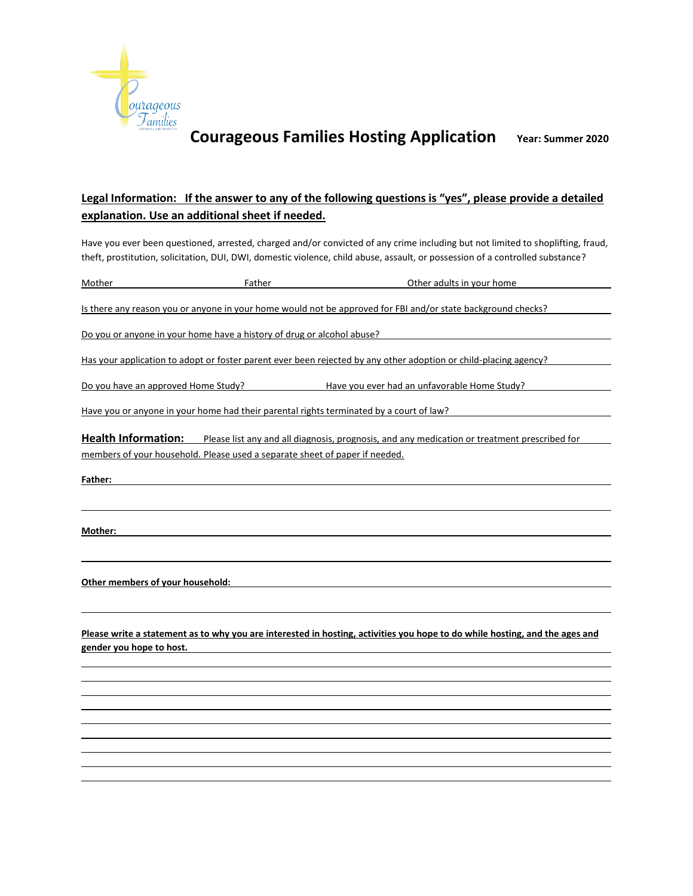# Courageous Families Hosting Application

**Year: Summer 2020**

**Legal Information: If the answer to any of the following questions is "yes", please provide a detailed explanation. Use an additional sheet if needed.**

Have you ever been questioned, arrested, charged and/or convicted of any crime including but not limited to shoplifting, fraud, theft, prostitution, solicitation, DUI, DWI, domestic violence, child abuse, assault, or possession of a controlled substance?

Mother ____________ Father ____________ Other adults in your home ____________

Is there any reason you or anyone in your home would not be approved for FBI and/or state background checks? ____________

Do you or anyone in your home have a history of drug or alcohol abuse? ____________

Has your application to adopt or foster parent ever been rejected by any other adoption or child-placing agency? ____________

Do you have an approved Home Study? ____________ Have you ever had an unfavorable Home Study? ____________

Have you or anyone in your home had their parental rights terminated by a court of law? ____________

**Health Information:** Please list any and all diagnosis, prognosis, and any medication or treatment prescribed for members of your household. Please used a separate sheet of paper if needed.

**Father:** ____________

____________

**Mother:** ____________

____________

**Other members of your household:** ____________

____________

**Please write a statement as to why you are interested in hosting, activities you hope to do while hosting, and the ages and gender you hope to host.**

____________

____________

____________

____________

____________

____________

____________

____________

____________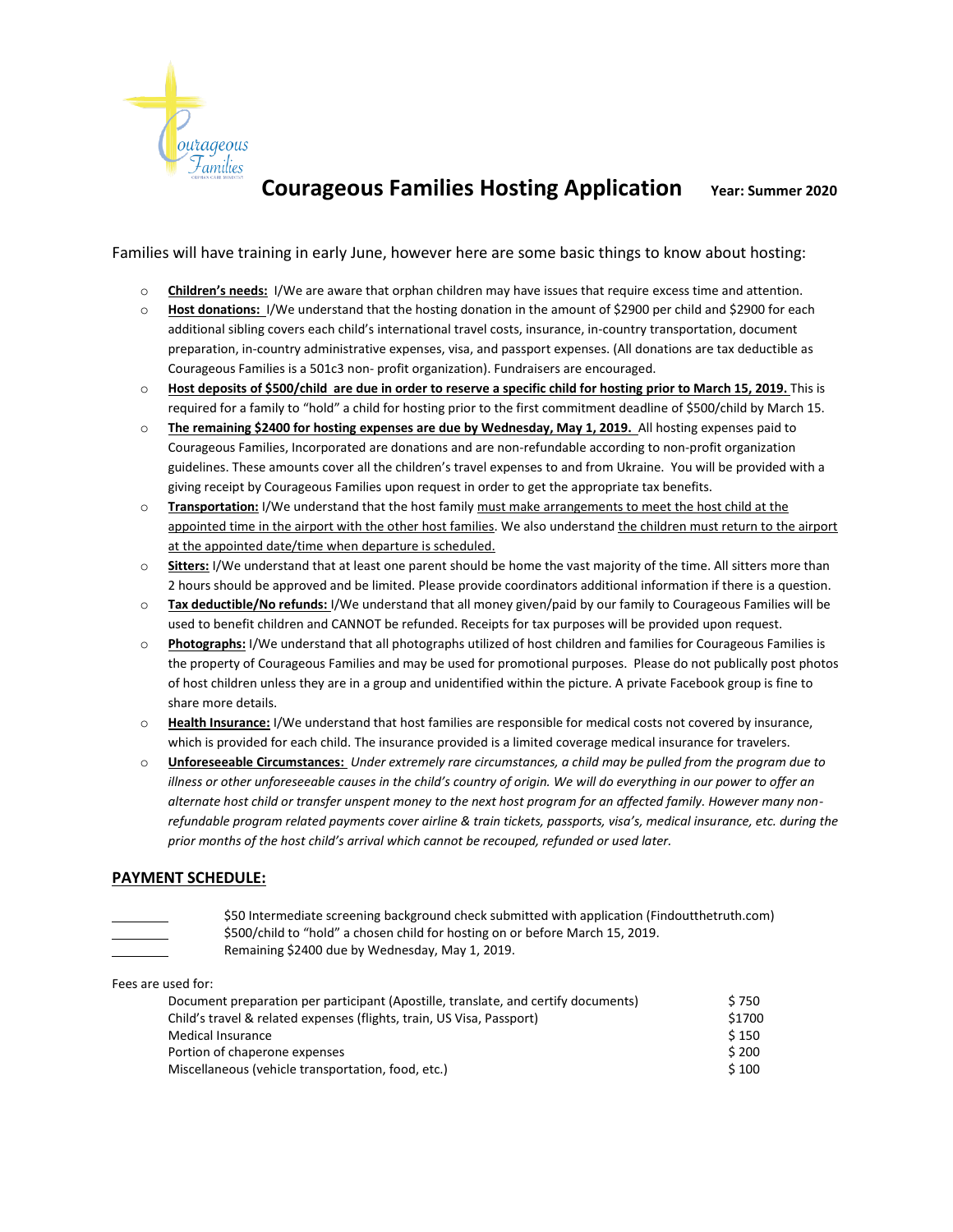# Courageous Families Hosting Application

**Year: Summer 2020**

Families will have training in early June, however here are some basic things to know about hosting:

- **Children's needs:** I/We are aware that orphan children may have issues that require excess time and attention.
- **Host donations:** I/We understand that the hosting donation in the amount of $2900 per child and $2900 for each additional sibling covers each child's international travel costs, insurance, in-country transportation, document preparation, in-country administrative expenses, visa, and passport expenses. (All donations are tax deductible as Courageous Families is a 501c3 non- profit organization). Fundraisers are encouraged.
- **Host deposits of $500/child are due in order to reserve a specific child for hosting prior to March 15, 2019.** This is required for a family to "hold" a child for hosting prior to the first commitment deadline of $500/child by March 15.
- **The remaining $2400 for hosting expenses are due by Wednesday, May 1, 2019.** All hosting expenses paid to Courageous Families, Incorporated are donations and are non-refundable according to non-profit organization guidelines. These amounts cover all the children's travel expenses to and from Ukraine. You will be provided with a giving receipt by Courageous Families upon request in order to get the appropriate tax benefits.
- **Transportation:** I/We understand that the host family must make arrangements to meet the host child at the appointed time in the airport with the other host families. We also understand the children must return to the airport at the appointed date/time when departure is scheduled.
- **Sitters:** I/We understand that at least one parent should be home the vast majority of the time. All sitters more than 2 hours should be approved and be limited. Please provide coordinators additional information if there is a question.
- **Tax deductible/No refunds:** I/We understand that all money given/paid by our family to Courageous Families will be used to benefit children and CANNOT be refunded. Receipts for tax purposes will be provided upon request.
- **Photographs:** I/We understand that all photographs utilized of host children and families for Courageous Families is the property of Courageous Families and may be used for promotional purposes. Please do not publically post photos of host children unless they are in a group and unidentified within the picture. A private Facebook group is fine to share more details.
- **Health Insurance:** I/We understand that host families are responsible for medical costs not covered by insurance, which is provided for each child. The insurance provided is a limited coverage medical insurance for travelers.
- **Unforeseeable Circumstances:** *Under extremely rare circumstances, a child may be pulled from the program due to illness or other unforeseeable causes in the child's country of origin. We will do everything in our power to offer an alternate host child or transfer unspent money to the next host program for an affected family. However many non-refundable program related payments cover airline & train tickets, passports, visa's, medical insurance, etc. during the prior months of the host child's arrival which cannot be recouped, refunded or used later.*

## PAYMENT SCHEDULE:

________ $50 Intermediate screening background check submitted with application (Findoutthetruth.com)

________ $500/child to "hold" a chosen child for hosting on or before March 15, 2019.

________ Remaining $2400 due by Wednesday, May 1, 2019.

Fees are used for:

| | |
|---|---|
| Document preparation per participant (Apostille, translate, and certify documents) | $ 750 |
| Child's travel & related expenses (flights, train, US Visa, Passport) | $1700 |
| Medical Insurance | $ 150 |
| Portion of chaperone expenses | $ 200 |
| Miscellaneous (vehicle transportation, food, etc.) | $ 100 |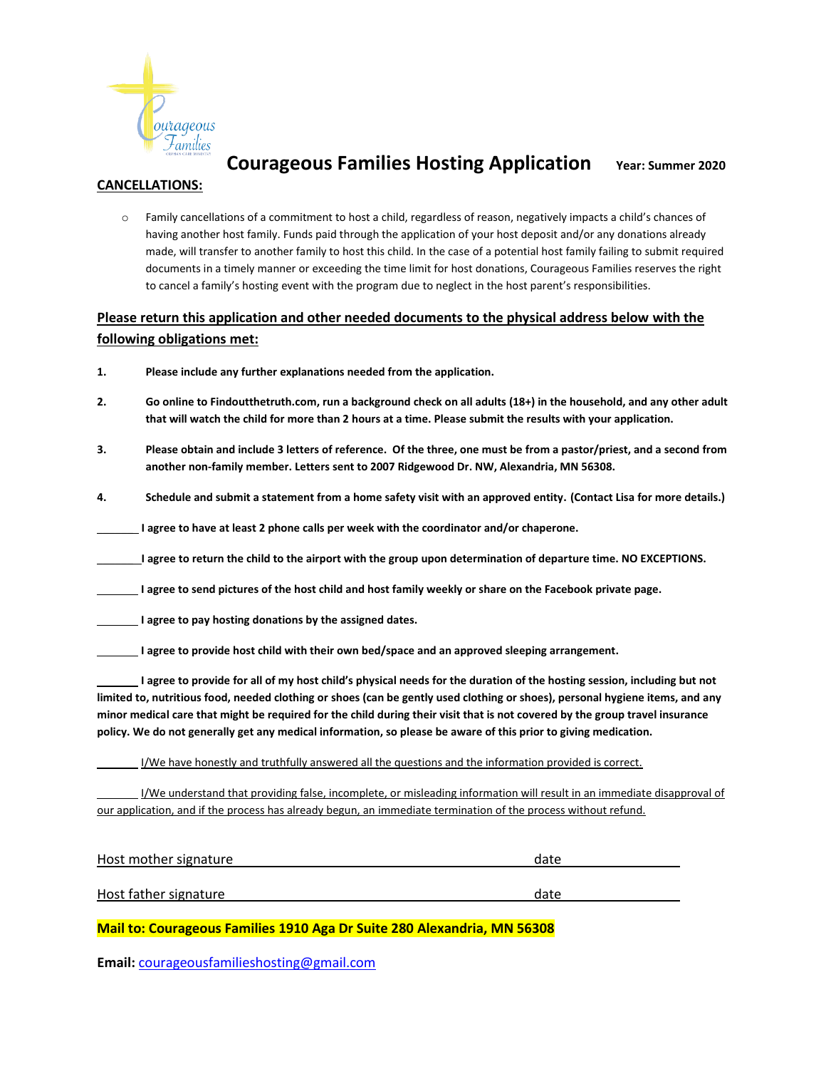# Courageous Families Hosting Application

**Year: Summer 2020**

**CANCELLATIONS:**

- Family cancellations of a commitment to host a child, regardless of reason, negatively impacts a child's chances of having another host family. Funds paid through the application of your host deposit and/or any donations already made, will transfer to another family to host this child. In the case of a potential host family failing to submit required documents in a timely manner or exceeding the time limit for host donations, Courageous Families reserves the right to cancel a family's hosting event with the program due to neglect in the host parent's responsibilities.

**Please return this application and other needed documents to the physical address below with the following obligations met:**

1. **Please include any further explanations needed from the application.**
2. **Go online to Findoutthetruth.com, run a background check on all adults (18+) in the household, and any other adult that will watch the child for more than 2 hours at a time. Please submit the results with your application.**
3. **Please obtain and include 3 letters of reference. Of the three, one must be from a pastor/priest, and a second from another non-family member. Letters sent to 2007 Ridgewood Dr. NW, Alexandria, MN 56308.**
4. **Schedule and submit a statement from a home safety visit with an approved entity. (Contact Lisa for more details.)**

\_\_\_\_\_\_\_ **I agree to have at least 2 phone calls per week with the coordinator and/or chaperone.**

\_\_\_\_\_\_\_ **I agree to return the child to the airport with the group upon determination of departure time. NO EXCEPTIONS.**

\_\_\_\_\_\_\_ **I agree to send pictures of the host child and host family weekly or share on the Facebook private page.**

\_\_\_\_\_\_\_ **I agree to pay hosting donations by the assigned dates.**

\_\_\_\_\_\_\_ **I agree to provide host child with their own bed/space and an approved sleeping arrangement.**

\_\_\_\_\_\_\_ **I agree to provide for all of my host child's physical needs for the duration of the hosting session, including but not limited to, nutritious food, needed clothing or shoes (can be gently used clothing or shoes), personal hygiene items, and any minor medical care that might be required for the child during their visit that is not covered by the group travel insurance policy. We do not generally get any medical information, so please be aware of this prior to giving medication.**

\_\_\_\_\_\_\_ I/We have honestly and truthfully answered all the questions and the information provided is correct.

\_\_\_\_\_\_\_ I/We understand that providing false, incomplete, or misleading information will result in an immediate disapproval of our application, and if the process has already begun, an immediate termination of the process without refund.

Host mother signature \_\_\_\_\_\_\_\_\_\_\_\_\_\_\_\_\_\_\_\_\_\_\_\_\_\_\_\_\_\_\_\_\_\_\_\_ date \_\_\_\_\_\_\_\_\_\_\_\_\_\_\_

Host father signature \_\_\_\_\_\_\_\_\_\_\_\_\_\_\_\_\_\_\_\_\_\_\_\_\_\_\_\_\_\_\_\_\_\_\_\_ date \_\_\_\_\_\_\_\_\_\_\_\_\_\_\_

**Mail to: Courageous Families 1910 Aga Dr Suite 280 Alexandria, MN 56308**

**Email:** courageousfamilieshosting@gmail.com